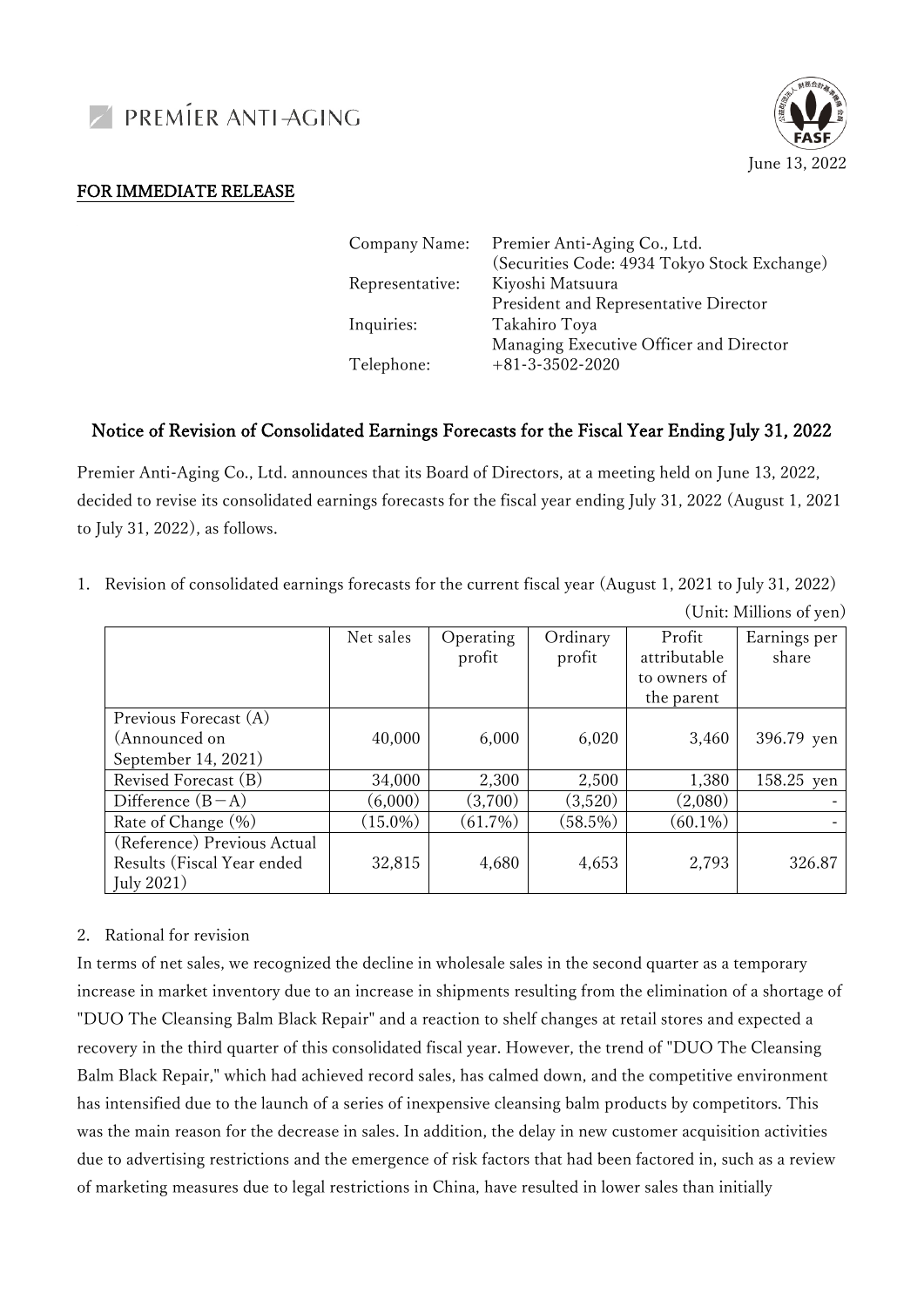PREMÍER ANTI-AGING

June 13, 2022

FOR IMMEDIATE RELEASE

Company Name: Premier Anti-Aging Co., Ltd.
(Securities Code: 4934 Tokyo Stock Exchange)
Representative: Kiyoshi Matsuura
President and Representative Director
Inquiries: Takahiro Toya
Managing Executive Officer and Director
Telephone: +81-3-3502-2020

## Notice of Revision of Consolidated Earnings Forecasts for the Fiscal Year Ending July 31, 2022

Premier Anti-Aging Co., Ltd. announces that its Board of Directors, at a meeting held on June 13, 2022, decided to revise its consolidated earnings forecasts for the fiscal year ending July 31, 2022 (August 1, 2021 to July 31, 2022), as follows.

1. Revision of consolidated earnings forecasts for the current fiscal year (August 1, 2021 to July 31, 2022)

(Unit: Millions of yen)

| | Net sales | Operating profit | Ordinary profit | Profit attributable to owners of the parent | Earnings per share |
|---|---|---|---|---|---|
| Previous Forecast (A) (Announced on September 14, 2021) | 40,000 | 6,000 | 6,020 | 3,460 | 396.79 yen |
| Revised Forecast (B) | 34,000 | 2,300 | 2,500 | 1,380 | 158.25 yen |
| Difference (B－A) | (6,000) | (3,700) | (3,520) | (2,080) | - |
| Rate of Change (%) | (15.0%) | (61.7%) | (58.5%) | (60.1%) | - |
| (Reference) Previous Actual Results (Fiscal Year ended July 2021) | 32,815 | 4,680 | 4,653 | 2,793 | 326.87 |

2. Rational for revision

In terms of net sales, we recognized the decline in wholesale sales in the second quarter as a temporary increase in market inventory due to an increase in shipments resulting from the elimination of a shortage of "DUO The Cleansing Balm Black Repair" and a reaction to shelf changes at retail stores and expected a recovery in the third quarter of this consolidated fiscal year. However, the trend of "DUO The Cleansing Balm Black Repair," which had achieved record sales, has calmed down, and the competitive environment has intensified due to the launch of a series of inexpensive cleansing balm products by competitors. This was the main reason for the decrease in sales. In addition, the delay in new customer acquisition activities due to advertising restrictions and the emergence of risk factors that had been factored in, such as a review of marketing measures due to legal restrictions in China, have resulted in lower sales than initially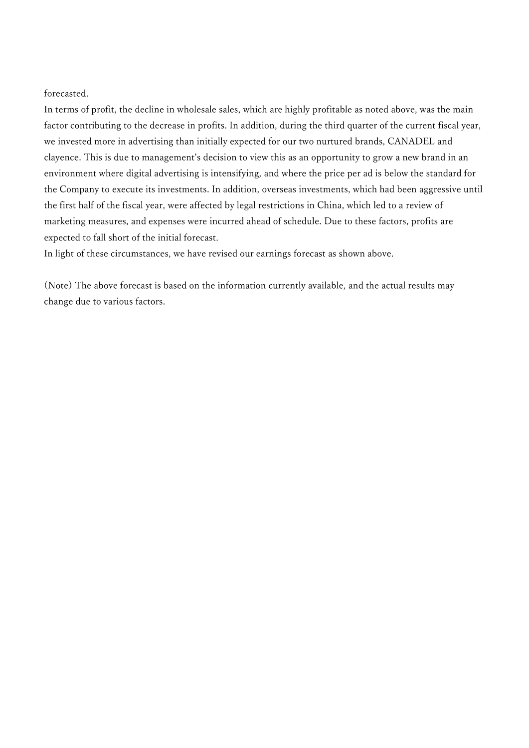forecasted.

In terms of profit, the decline in wholesale sales, which are highly profitable as noted above, was the main factor contributing to the decrease in profits. In addition, during the third quarter of the current fiscal year, we invested more in advertising than initially expected for our two nurtured brands, CANADEL and clayence. This is due to management's decision to view this as an opportunity to grow a new brand in an environment where digital advertising is intensifying, and where the price per ad is below the standard for the Company to execute its investments. In addition, overseas investments, which had been aggressive until the first half of the fiscal year, were affected by legal restrictions in China, which led to a review of marketing measures, and expenses were incurred ahead of schedule. Due to these factors, profits are expected to fall short of the initial forecast.

In light of these circumstances, we have revised our earnings forecast as shown above.

(Note) The above forecast is based on the information currently available, and the actual results may change due to various factors.